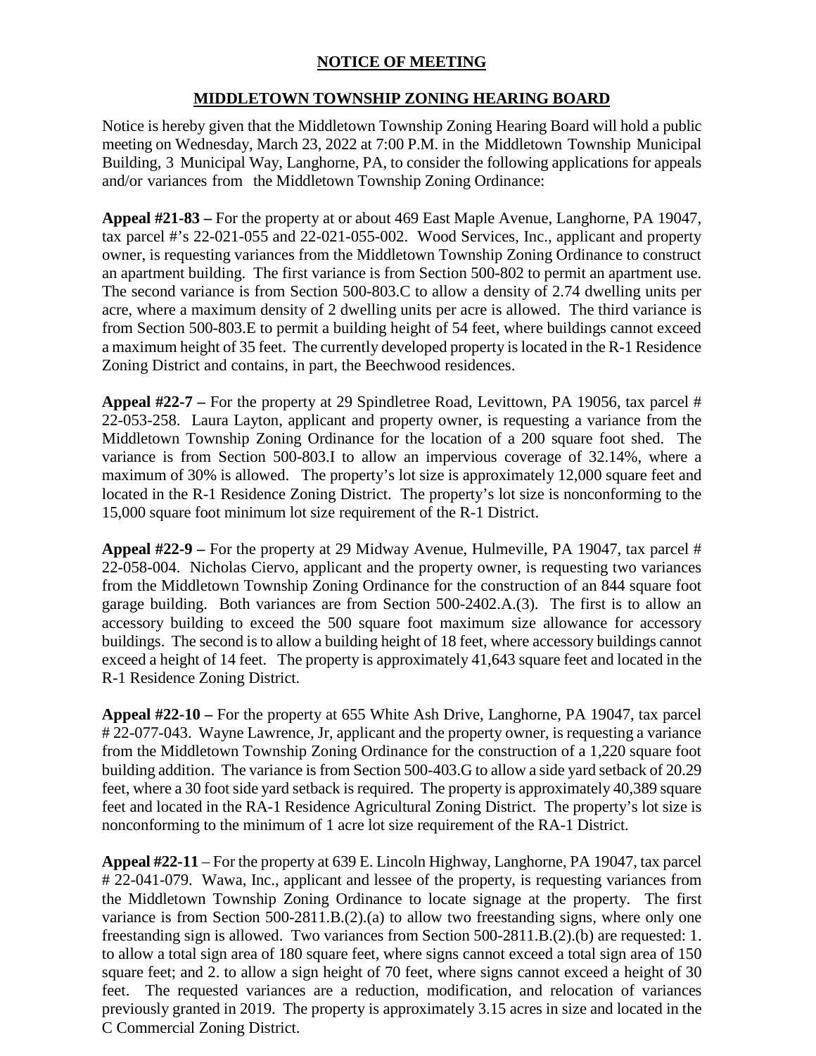**NOTICE OF MEETING**

**MIDDLETOWN TOWNSHIP ZONING HEARING BOARD**

Notice is hereby given that the Middletown Township Zoning Hearing Board will hold a public meeting on Wednesday, March 23, 2022 at 7:00 P.M. in the Middletown Township Municipal Building, 3 Municipal Way, Langhorne, PA, to consider the following applications for appeals and/or variances from the Middletown Township Zoning Ordinance:

**Appeal #21-83 –** For the property at or about 469 East Maple Avenue, Langhorne, PA 19047, tax parcel #'s 22-021-055 and 22-021-055-002. Wood Services, Inc., applicant and property owner, is requesting variances from the Middletown Township Zoning Ordinance to construct an apartment building. The first variance is from Section 500-802 to permit an apartment use. The second variance is from Section 500-803.C to allow a density of 2.74 dwelling units per acre, where a maximum density of 2 dwelling units per acre is allowed. The third variance is from Section 500-803.E to permit a building height of 54 feet, where buildings cannot exceed a maximum height of 35 feet. The currently developed property is located in the R-1 Residence Zoning District and contains, in part, the Beechwood residences.

**Appeal #22-7 –** For the property at 29 Spindletree Road, Levittown, PA 19056, tax parcel # 22-053-258. Laura Layton, applicant and property owner, is requesting a variance from the Middletown Township Zoning Ordinance for the location of a 200 square foot shed. The variance is from Section 500-803.I to allow an impervious coverage of 32.14%, where a maximum of 30% is allowed. The property's lot size is approximately 12,000 square feet and located in the R-1 Residence Zoning District. The property's lot size is nonconforming to the 15,000 square foot minimum lot size requirement of the R-1 District.

**Appeal #22-9 –** For the property at 29 Midway Avenue, Hulmeville, PA 19047, tax parcel # 22-058-004. Nicholas Ciervo, applicant and the property owner, is requesting two variances from the Middletown Township Zoning Ordinance for the construction of an 844 square foot garage building. Both variances are from Section 500-2402.A.(3). The first is to allow an accessory building to exceed the 500 square foot maximum size allowance for accessory buildings. The second is to allow a building height of 18 feet, where accessory buildings cannot exceed a height of 14 feet. The property is approximately 41,643 square feet and located in the R-1 Residence Zoning District.

**Appeal #22-10 –** For the property at 655 White Ash Drive, Langhorne, PA 19047, tax parcel # 22-077-043. Wayne Lawrence, Jr, applicant and the property owner, is requesting a variance from the Middletown Township Zoning Ordinance for the construction of a 1,220 square foot building addition. The variance is from Section 500-403.G to allow a side yard setback of 20.29 feet, where a 30 foot side yard setback is required. The property is approximately 40,389 square feet and located in the RA-1 Residence Agricultural Zoning District. The property's lot size is nonconforming to the minimum of 1 acre lot size requirement of the RA-1 District.

**Appeal #22-11** – For the property at 639 E. Lincoln Highway, Langhorne, PA 19047, tax parcel # 22-041-079. Wawa, Inc., applicant and lessee of the property, is requesting variances from the Middletown Township Zoning Ordinance to locate signage at the property. The first variance is from Section 500-2811.B.(2).(a) to allow two freestanding signs, where only one freestanding sign is allowed. Two variances from Section 500-2811.B.(2).(b) are requested: 1. to allow a total sign area of 180 square feet, where signs cannot exceed a total sign area of 150 square feet; and 2. to allow a sign height of 70 feet, where signs cannot exceed a height of 30 feet. The requested variances are a reduction, modification, and relocation of variances previously granted in 2019. The property is approximately 3.15 acres in size and located in the C Commercial Zoning District.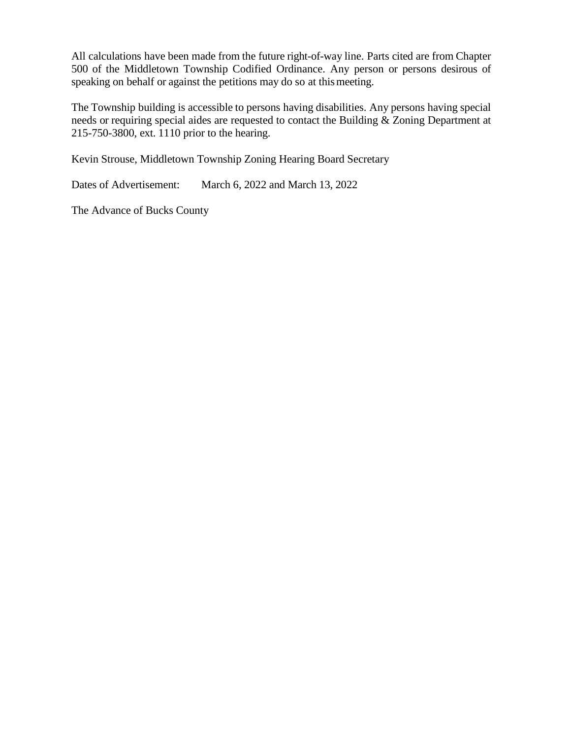All calculations have been made from the future right-of-way line. Parts cited are from Chapter 500 of the Middletown Township Codified Ordinance. Any person or persons desirous of speaking on behalf or against the petitions may do so at this meeting.

The Township building is accessible to persons having disabilities. Any persons having special needs or requiring special aides are requested to contact the Building & Zoning Department at 215-750-3800, ext. 1110 prior to the hearing.

Kevin Strouse, Middletown Township Zoning Hearing Board Secretary

Dates of Advertisement: March 6, 2022 and March 13, 2022

The Advance of Bucks County